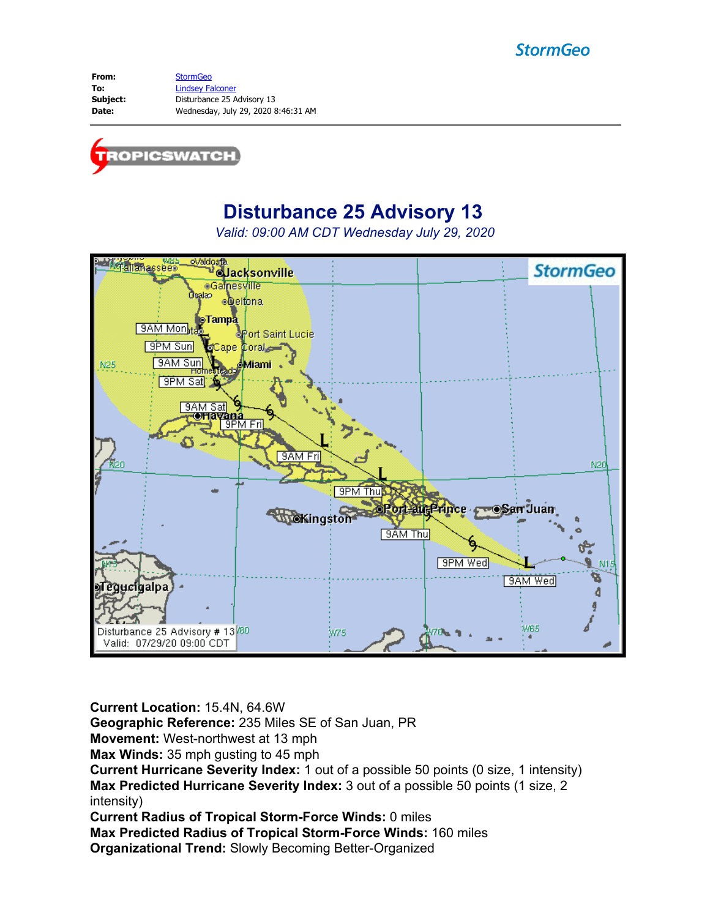StormGeo

**From:** StormGeo
**To:** Lindsey Falconer
**Subject:** Disturbance 25 Advisory 13
**Date:** Wednesday, July 29, 2020 8:46:31 AM

TROPICSWATCH

# Disturbance 25 Advisory 13

*Valid: 09:00 AM CDT Wednesday July 29, 2020*

**Current Location:** 15.4N, 64.6W
**Geographic Reference:** 235 Miles SE of San Juan, PR
**Movement:** West-northwest at 13 mph
**Max Winds:** 35 mph gusting to 45 mph
**Current Hurricane Severity Index:** 1 out of a possible 50 points (0 size, 1 intensity)
**Max Predicted Hurricane Severity Index:** 3 out of a possible 50 points (1 size, 2 intensity)
**Current Radius of Tropical Storm-Force Winds:** 0 miles
**Max Predicted Radius of Tropical Storm-Force Winds:** 160 miles
**Organizational Trend:** Slowly Becoming Better-Organized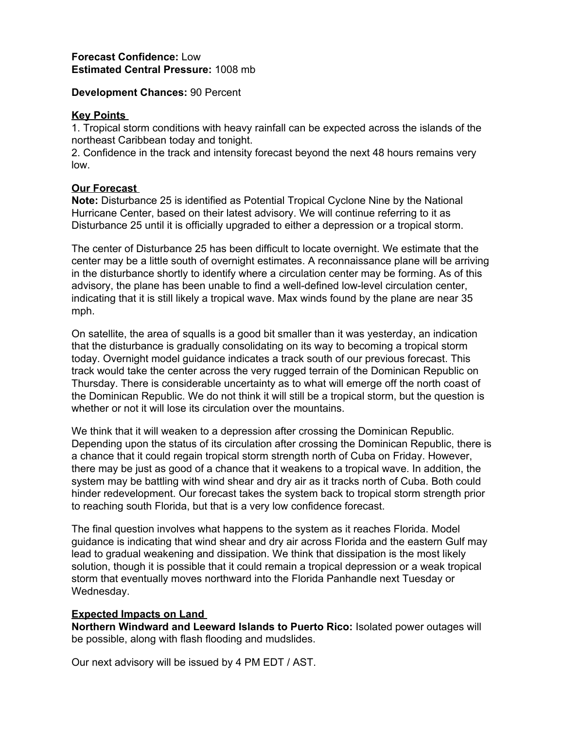**Forecast Confidence:** Low
**Estimated Central Pressure:** 1008 mb

**Development Chances:** 90 Percent

## Key Points

1. Tropical storm conditions with heavy rainfall can be expected across the islands of the northeast Caribbean today and tonight.
2. Confidence in the track and intensity forecast beyond the next 48 hours remains very low.

## Our Forecast

**Note:** Disturbance 25 is identified as Potential Tropical Cyclone Nine by the National Hurricane Center, based on their latest advisory. We will continue referring to it as Disturbance 25 until it is officially upgraded to either a depression or a tropical storm.

The center of Disturbance 25 has been difficult to locate overnight. We estimate that the center may be a little south of overnight estimates. A reconnaissance plane will be arriving in the disturbance shortly to identify where a circulation center may be forming. As of this advisory, the plane has been unable to find a well-defined low-level circulation center, indicating that it is still likely a tropical wave. Max winds found by the plane are near 35 mph.

On satellite, the area of squalls is a good bit smaller than it was yesterday, an indication that the disturbance is gradually consolidating on its way to becoming a tropical storm today. Overnight model guidance indicates a track south of our previous forecast. This track would take the center across the very rugged terrain of the Dominican Republic on Thursday. There is considerable uncertainty as to what will emerge off the north coast of the Dominican Republic. We do not think it will still be a tropical storm, but the question is whether or not it will lose its circulation over the mountains.

We think that it will weaken to a depression after crossing the Dominican Republic. Depending upon the status of its circulation after crossing the Dominican Republic, there is a chance that it could regain tropical storm strength north of Cuba on Friday. However, there may be just as good of a chance that it weakens to a tropical wave. In addition, the system may be battling with wind shear and dry air as it tracks north of Cuba. Both could hinder redevelopment. Our forecast takes the system back to tropical storm strength prior to reaching south Florida, but that is a very low confidence forecast.

The final question involves what happens to the system as it reaches Florida. Model guidance is indicating that wind shear and dry air across Florida and the eastern Gulf may lead to gradual weakening and dissipation. We think that dissipation is the most likely solution, though it is possible that it could remain a tropical depression or a weak tropical storm that eventually moves northward into the Florida Panhandle next Tuesday or Wednesday.

## Expected Impacts on Land

**Northern Windward and Leeward Islands to Puerto Rico:** Isolated power outages will be possible, along with flash flooding and mudslides.

Our next advisory will be issued by 4 PM EDT / AST.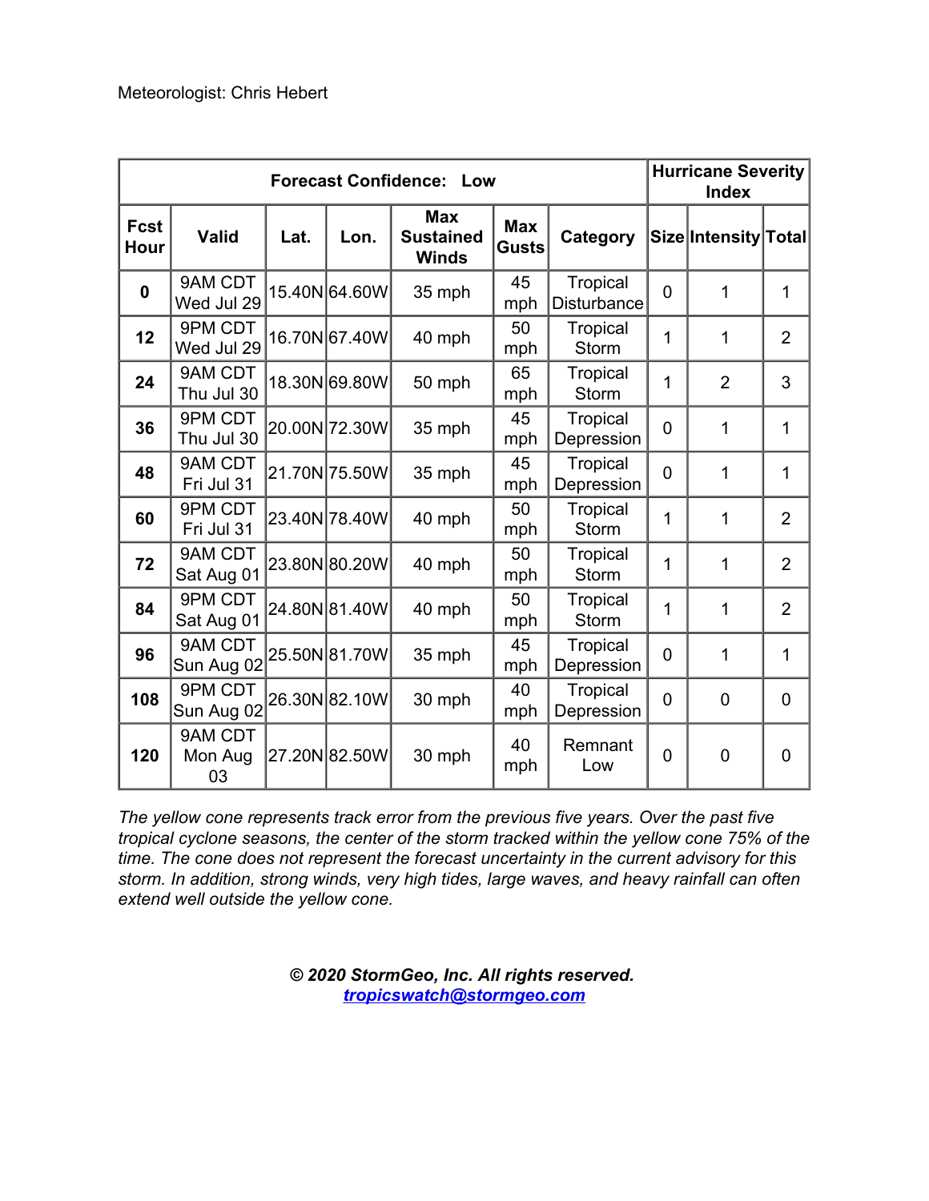Meteorologist: Chris Hebert

| Forecast Confidence: Low | | | | | | | Hurricane Severity Index | | |
|---|---|---|---|---|---|---|---|---|---|
| **Fcst Hour** | **Valid** | **Lat.** | **Lon.** | **Max Sustained Winds** | **Max Gusts** | **Category** | **Size** | **Intensity** | **Total** |
| **0** | 9AM CDT Wed Jul 29 | 15.40N | 64.60W | 35 mph | 45 mph | Tropical Disturbance | 0 | 1 | 1 |
| **12** | 9PM CDT Wed Jul 29 | 16.70N | 67.40W | 40 mph | 50 mph | Tropical Storm | 1 | 1 | 2 |
| **24** | 9AM CDT Thu Jul 30 | 18.30N | 69.80W | 50 mph | 65 mph | Tropical Storm | 1 | 2 | 3 |
| **36** | 9PM CDT Thu Jul 30 | 20.00N | 72.30W | 35 mph | 45 mph | Tropical Depression | 0 | 1 | 1 |
| **48** | 9AM CDT Fri Jul 31 | 21.70N | 75.50W | 35 mph | 45 mph | Tropical Depression | 0 | 1 | 1 |
| **60** | 9PM CDT Fri Jul 31 | 23.40N | 78.40W | 40 mph | 50 mph | Tropical Storm | 1 | 1 | 2 |
| **72** | 9AM CDT Sat Aug 01 | 23.80N | 80.20W | 40 mph | 50 mph | Tropical Storm | 1 | 1 | 2 |
| **84** | 9PM CDT Sat Aug 01 | 24.80N | 81.40W | 40 mph | 50 mph | Tropical Storm | 1 | 1 | 2 |
| **96** | 9AM CDT Sun Aug 02 | 25.50N | 81.70W | 35 mph | 45 mph | Tropical Depression | 0 | 1 | 1 |
| **108** | 9PM CDT Sun Aug 02 | 26.30N | 82.10W | 30 mph | 40 mph | Tropical Depression | 0 | 0 | 0 |
| **120** | 9AM CDT Mon Aug 03 | 27.20N | 82.50W | 30 mph | 40 mph | Remnant Low | 0 | 0 | 0 |

*The yellow cone represents track error from the previous five years. Over the past five tropical cyclone seasons, the center of the storm tracked within the yellow cone 75% of the time. The cone does not represent the forecast uncertainty in the current advisory for this storm. In addition, strong winds, very high tides, large waves, and heavy rainfall can often extend well outside the yellow cone.*

***© 2020 StormGeo, Inc. All rights reserved.***
***tropicswatch@stormgeo.com***